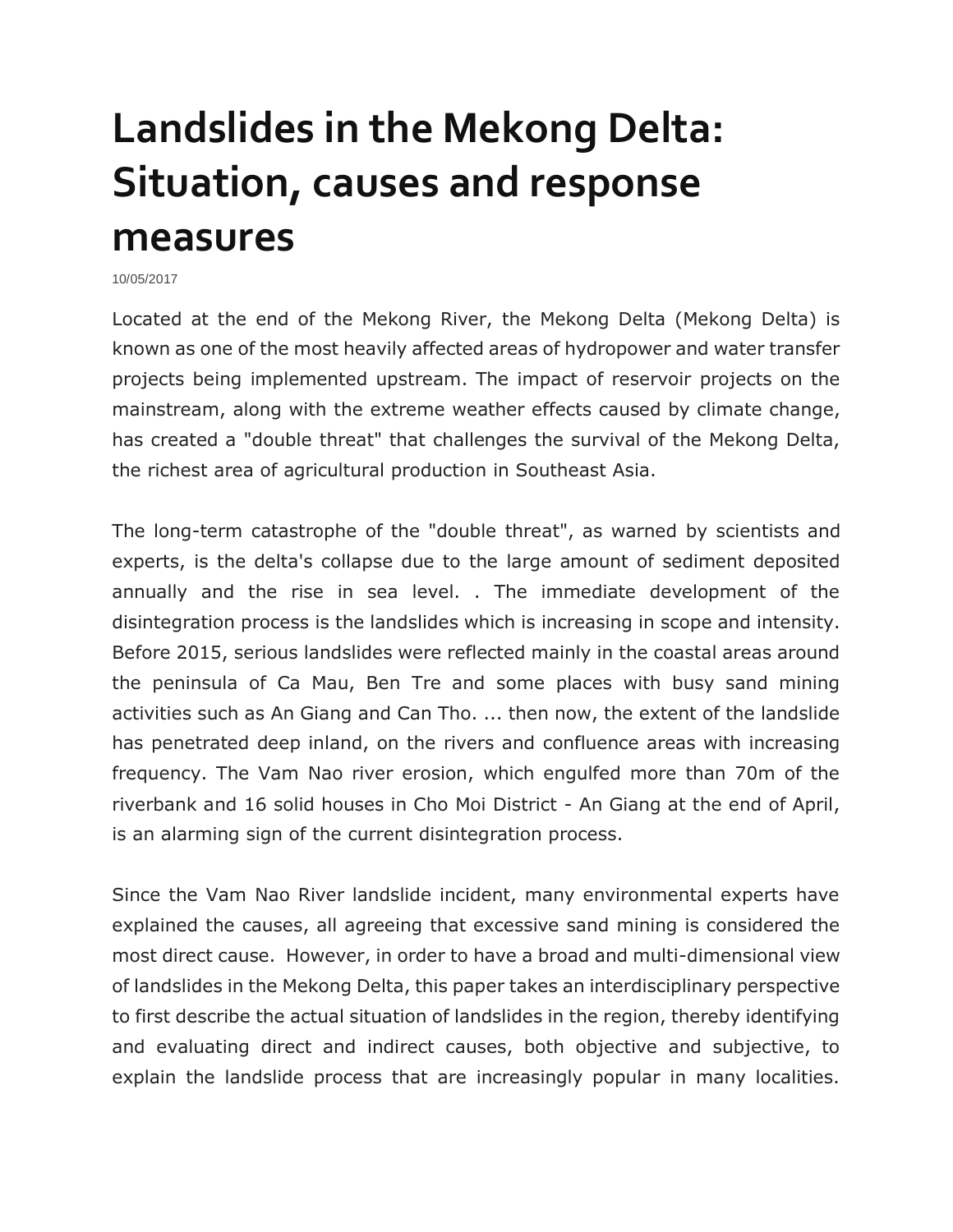# Landslides in the Mekong Delta: Situation, causes and response measures

10/05/2017

Located at the end of the Mekong River, the Mekong Delta (Mekong Delta) is known as one of the most heavily affected areas of hydropower and water transfer projects being implemented upstream. The impact of reservoir projects on the mainstream, along with the extreme weather effects caused by climate change, has created a "double threat" that challenges the survival of the Mekong Delta, the richest area of agricultural production in Southeast Asia.

The long-term catastrophe of the "double threat", as warned by scientists and experts, is the delta's collapse due to the large amount of sediment deposited annually and the rise in sea level. . The immediate development of the disintegration process is the landslides which is increasing in scope and intensity. Before 2015, serious landslides were reflected mainly in the coastal areas around the peninsula of Ca Mau, Ben Tre and some places with busy sand mining activities such as An Giang and Can Tho. ... then now, the extent of the landslide has penetrated deep inland, on the rivers and confluence areas with increasing frequency. The Vam Nao river erosion, which engulfed more than 70m of the riverbank and 16 solid houses in Cho Moi District - An Giang at the end of April, is an alarming sign of the current disintegration process.

Since the Vam Nao River landslide incident, many environmental experts have explained the causes, all agreeing that excessive sand mining is considered the most direct cause. However, in order to have a broad and multi-dimensional view of landslides in the Mekong Delta, this paper takes an interdisciplinary perspective to first describe the actual situation of landslides in the region, thereby identifying and evaluating direct and indirect causes, both objective and subjective, to explain the landslide process that are increasingly popular in many localities.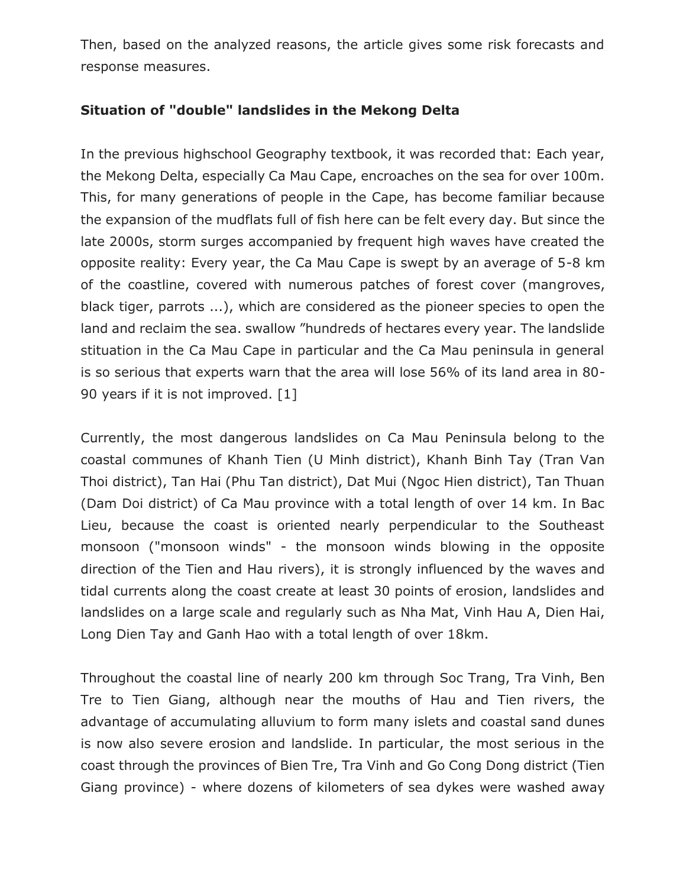Then, based on the analyzed reasons, the article gives some risk forecasts and response measures.

**Situation of "double" landslides in the Mekong Delta**

In the previous highschool Geography textbook, it was recorded that: Each year, the Mekong Delta, especially Ca Mau Cape, encroaches on the sea for over 100m. This, for many generations of people in the Cape, has become familiar because the expansion of the mudflats full of fish here can be felt every day. But since the late 2000s, storm surges accompanied by frequent high waves have created the opposite reality: Every year, the Ca Mau Cape is swept by an average of 5-8 km of the coastline, covered with numerous patches of forest cover (mangroves, black tiger, parrots ...), which are considered as the pioneer species to open the land and reclaim the sea. swallow "hundreds of hectares every year. The landslide stituation in the Ca Mau Cape in particular and the Ca Mau peninsula in general is so serious that experts warn that the area will lose 56% of its land area in 80-90 years if it is not improved. [1]

Currently, the most dangerous landslides on Ca Mau Peninsula belong to the coastal communes of Khanh Tien (U Minh district), Khanh Binh Tay (Tran Van Thoi district), Tan Hai (Phu Tan district), Dat Mui (Ngoc Hien district), Tan Thuan (Dam Doi district) of Ca Mau province with a total length of over 14 km. In Bac Lieu, because the coast is oriented nearly perpendicular to the Southeast monsoon ("monsoon winds" - the monsoon winds blowing in the opposite direction of the Tien and Hau rivers), it is strongly influenced by the waves and tidal currents along the coast create at least 30 points of erosion, landslides and landslides on a large scale and regularly such as Nha Mat, Vinh Hau A, Dien Hai, Long Dien Tay and Ganh Hao with a total length of over 18km.

Throughout the coastal line of nearly 200 km through Soc Trang, Tra Vinh, Ben Tre to Tien Giang, although near the mouths of Hau and Tien rivers, the advantage of accumulating alluvium to form many islets and coastal sand dunes is now also severe erosion and landslide. In particular, the most serious in the coast through the provinces of Bien Tre, Tra Vinh and Go Cong Dong district (Tien Giang province) - where dozens of kilometers of sea dykes were washed away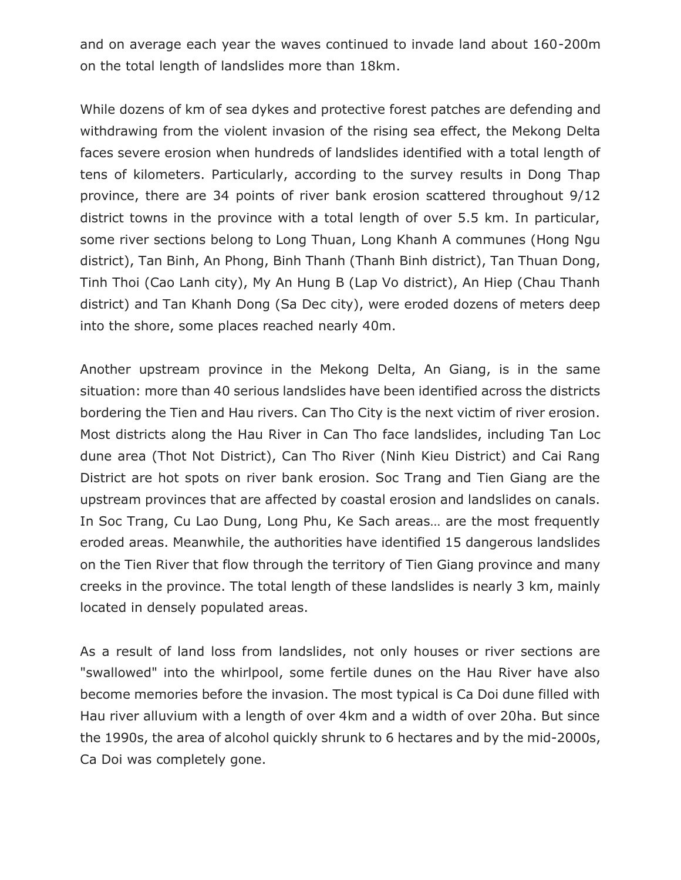and on average each year the waves continued to invade land about 160-200m on the total length of landslides more than 18km.

While dozens of km of sea dykes and protective forest patches are defending and withdrawing from the violent invasion of the rising sea effect, the Mekong Delta faces severe erosion when hundreds of landslides identified with a total length of tens of kilometers. Particularly, according to the survey results in Dong Thap province, there are 34 points of river bank erosion scattered throughout 9/12 district towns in the province with a total length of over 5.5 km. In particular, some river sections belong to Long Thuan, Long Khanh A communes (Hong Ngu district), Tan Binh, An Phong, Binh Thanh (Thanh Binh district), Tan Thuan Dong, Tinh Thoi (Cao Lanh city), My An Hung B (Lap Vo district), An Hiep (Chau Thanh district) and Tan Khanh Dong (Sa Dec city), were eroded dozens of meters deep into the shore, some places reached nearly 40m.

Another upstream province in the Mekong Delta, An Giang, is in the same situation: more than 40 serious landslides have been identified across the districts bordering the Tien and Hau rivers. Can Tho City is the next victim of river erosion. Most districts along the Hau River in Can Tho face landslides, including Tan Loc dune area (Thot Not District), Can Tho River (Ninh Kieu District) and Cai Rang District are hot spots on river bank erosion. Soc Trang and Tien Giang are the upstream provinces that are affected by coastal erosion and landslides on canals. In Soc Trang, Cu Lao Dung, Long Phu, Ke Sach areas… are the most frequently eroded areas. Meanwhile, the authorities have identified 15 dangerous landslides on the Tien River that flow through the territory of Tien Giang province and many creeks in the province. The total length of these landslides is nearly 3 km, mainly located in densely populated areas.

As a result of land loss from landslides, not only houses or river sections are "swallowed" into the whirlpool, some fertile dunes on the Hau River have also become memories before the invasion. The most typical is Ca Doi dune filled with Hau river alluvium with a length of over 4km and a width of over 20ha. But since the 1990s, the area of alcohol quickly shrunk to 6 hectares and by the mid-2000s, Ca Doi was completely gone.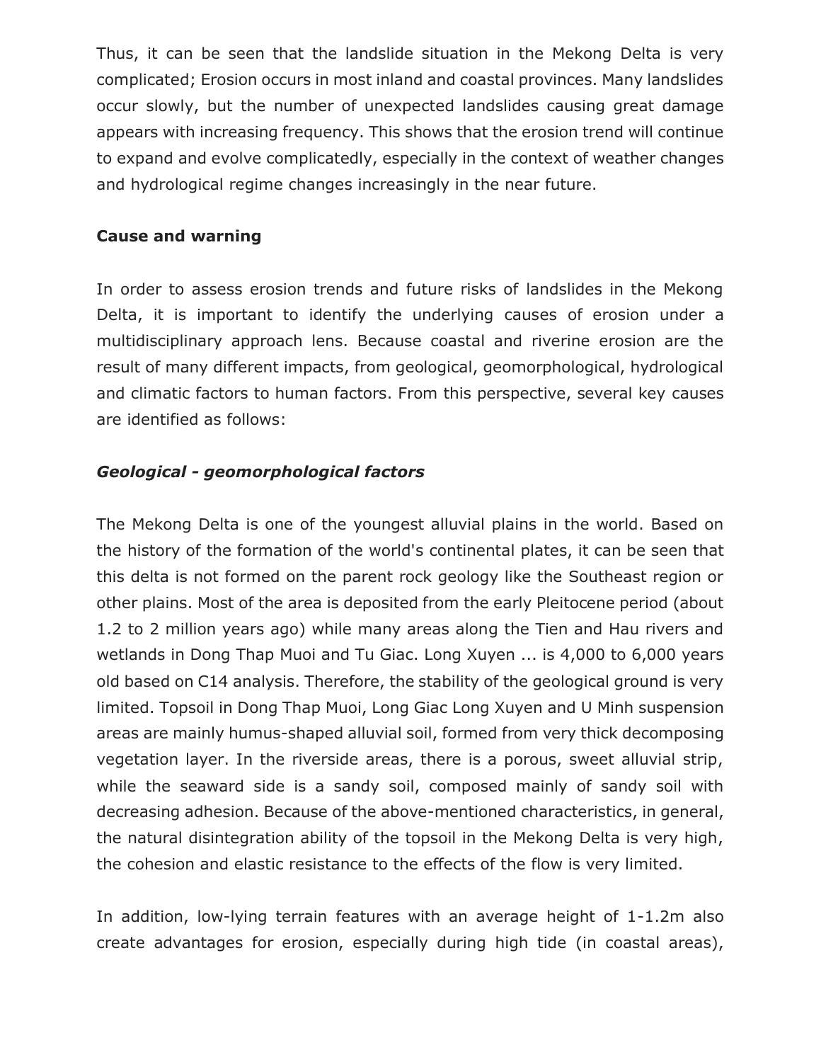Thus, it can be seen that the landslide situation in the Mekong Delta is very complicated; Erosion occurs in most inland and coastal provinces. Many landslides occur slowly, but the number of unexpected landslides causing great damage appears with increasing frequency. This shows that the erosion trend will continue to expand and evolve complicatedly, especially in the context of weather changes and hydrological regime changes increasingly in the near future.

**Cause and warning**

In order to assess erosion trends and future risks of landslides in the Mekong Delta, it is important to identify the underlying causes of erosion under a multidisciplinary approach lens. Because coastal and riverine erosion are the result of many different impacts, from geological, geomorphological, hydrological and climatic factors to human factors. From this perspective, several key causes are identified as follows:

***Geological - geomorphological factors***

The Mekong Delta is one of the youngest alluvial plains in the world. Based on the history of the formation of the world's continental plates, it can be seen that this delta is not formed on the parent rock geology like the Southeast region or other plains. Most of the area is deposited from the early Pleitocene period (about 1.2 to 2 million years ago) while many areas along the Tien and Hau rivers and wetlands in Dong Thap Muoi and Tu Giac. Long Xuyen ... is 4,000 to 6,000 years old based on C14 analysis. Therefore, the stability of the geological ground is very limited. Topsoil in Dong Thap Muoi, Long Giac Long Xuyen and U Minh suspension areas are mainly humus-shaped alluvial soil, formed from very thick decomposing vegetation layer. In the riverside areas, there is a porous, sweet alluvial strip, while the seaward side is a sandy soil, composed mainly of sandy soil with decreasing adhesion. Because of the above-mentioned characteristics, in general, the natural disintegration ability of the topsoil in the Mekong Delta is very high, the cohesion and elastic resistance to the effects of the flow is very limited.

In addition, low-lying terrain features with an average height of 1-1.2m also create advantages for erosion, especially during high tide (in coastal areas),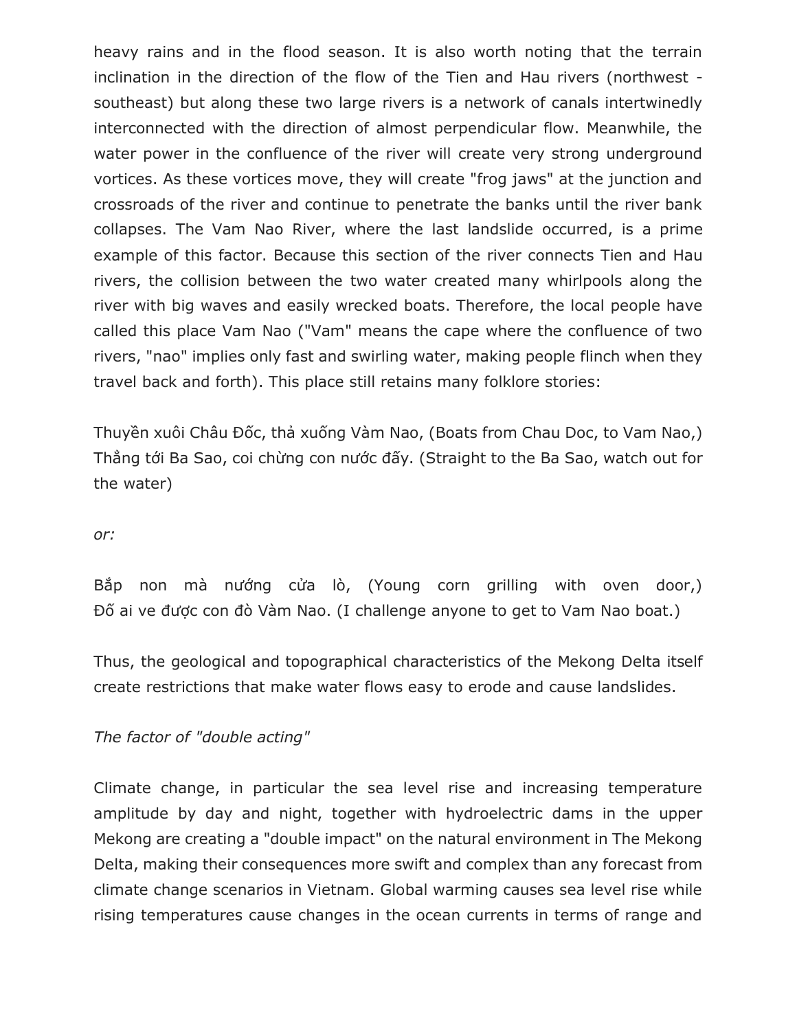heavy rains and in the flood season. It is also worth noting that the terrain inclination in the direction of the flow of the Tien and Hau rivers (northwest - southeast) but along these two large rivers is a network of canals intertwinedly interconnected with the direction of almost perpendicular flow. Meanwhile, the water power in the confluence of the river will create very strong underground vortices. As these vortices move, they will create "frog jaws" at the junction and crossroads of the river and continue to penetrate the banks until the river bank collapses. The Vam Nao River, where the last landslide occurred, is a prime example of this factor. Because this section of the river connects Tien and Hau rivers, the collision between the two water created many whirlpools along the river with big waves and easily wrecked boats. Therefore, the local people have called this place Vam Nao ("Vam" means the cape where the confluence of two rivers, "nao" implies only fast and swirling water, making people flinch when they travel back and forth). This place still retains many folklore stories:

Thuyền xuôi Châu Đốc, thả xuống Vàm Nao, (Boats from Chau Doc, to Vam Nao,) Thẳng tới Ba Sao, coi chừng con nước đấy. (Straight to the Ba Sao, watch out for the water)

*or:*

Bắp non mà nướng cửa lò, (Young corn grilling with oven door,) Đố ai ve được con đò Vàm Nao. (I challenge anyone to get to Vam Nao boat.)

Thus, the geological and topographical characteristics of the Mekong Delta itself create restrictions that make water flows easy to erode and cause landslides.

*The factor of "double acting"*

Climate change, in particular the sea level rise and increasing temperature amplitude by day and night, together with hydroelectric dams in the upper Mekong are creating a "double impact" on the natural environment in The Mekong Delta, making their consequences more swift and complex than any forecast from climate change scenarios in Vietnam. Global warming causes sea level rise while rising temperatures cause changes in the ocean currents in terms of range and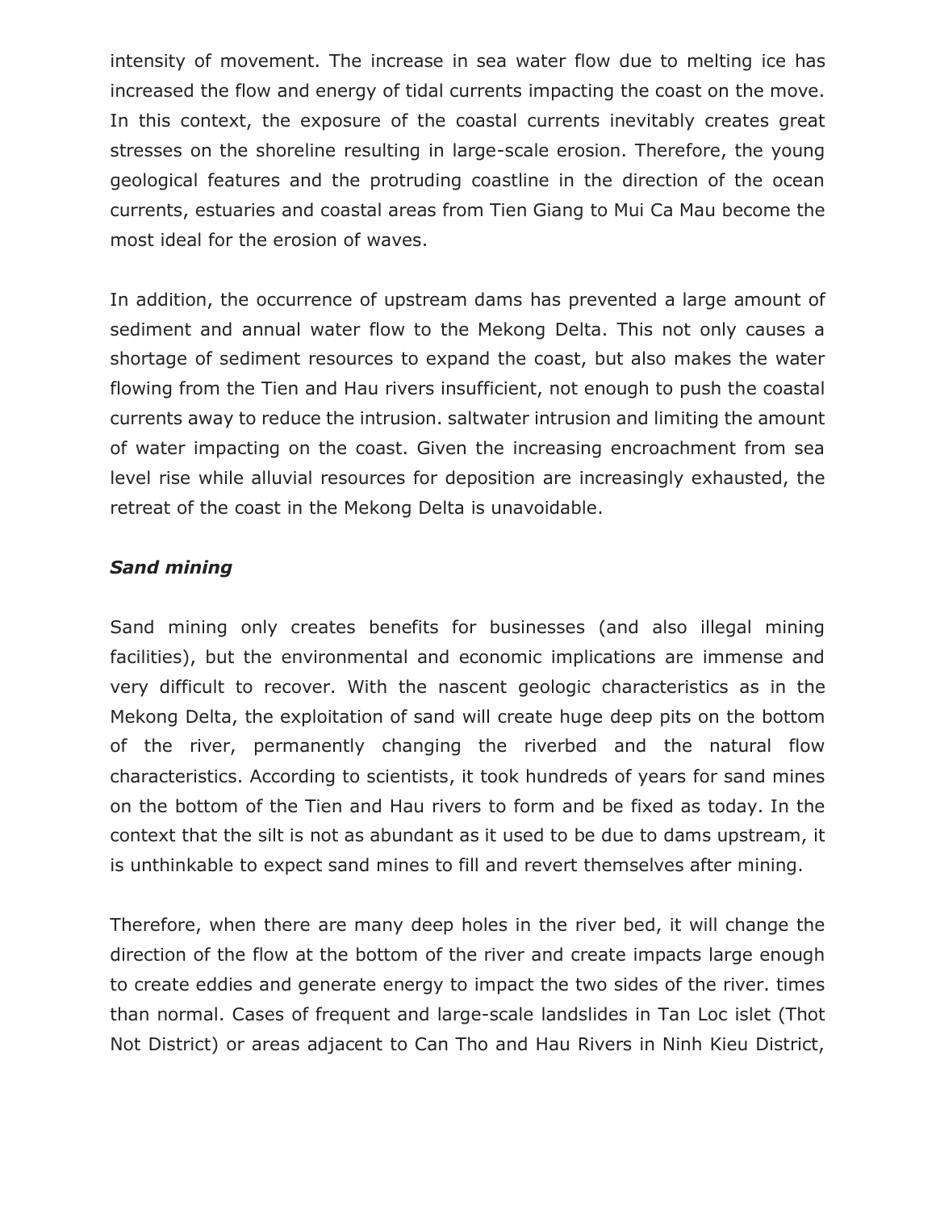intensity of movement. The increase in sea water flow due to melting ice has increased the flow and energy of tidal currents impacting the coast on the move. In this context, the exposure of the coastal currents inevitably creates great stresses on the shoreline resulting in large-scale erosion. Therefore, the young geological features and the protruding coastline in the direction of the ocean currents, estuaries and coastal areas from Tien Giang to Mui Ca Mau become the most ideal for the erosion of waves.

In addition, the occurrence of upstream dams has prevented a large amount of sediment and annual water flow to the Mekong Delta. This not only causes a shortage of sediment resources to expand the coast, but also makes the water flowing from the Tien and Hau rivers insufficient, not enough to push the coastal currents away to reduce the intrusion. saltwater intrusion and limiting the amount of water impacting on the coast. Given the increasing encroachment from sea level rise while alluvial resources for deposition are increasingly exhausted, the retreat of the coast in the Mekong Delta is unavoidable.

***Sand mining***

Sand mining only creates benefits for businesses (and also illegal mining facilities), but the environmental and economic implications are immense and very difficult to recover. With the nascent geologic characteristics as in the Mekong Delta, the exploitation of sand will create huge deep pits on the bottom of the river, permanently changing the riverbed and the natural flow characteristics. According to scientists, it took hundreds of years for sand mines on the bottom of the Tien and Hau rivers to form and be fixed as today. In the context that the silt is not as abundant as it used to be due to dams upstream, it is unthinkable to expect sand mines to fill and revert themselves after mining.

Therefore, when there are many deep holes in the river bed, it will change the direction of the flow at the bottom of the river and create impacts large enough to create eddies and generate energy to impact the two sides of the river. times than normal. Cases of frequent and large-scale landslides in Tan Loc islet (Thot Not District) or areas adjacent to Can Tho and Hau Rivers in Ninh Kieu District,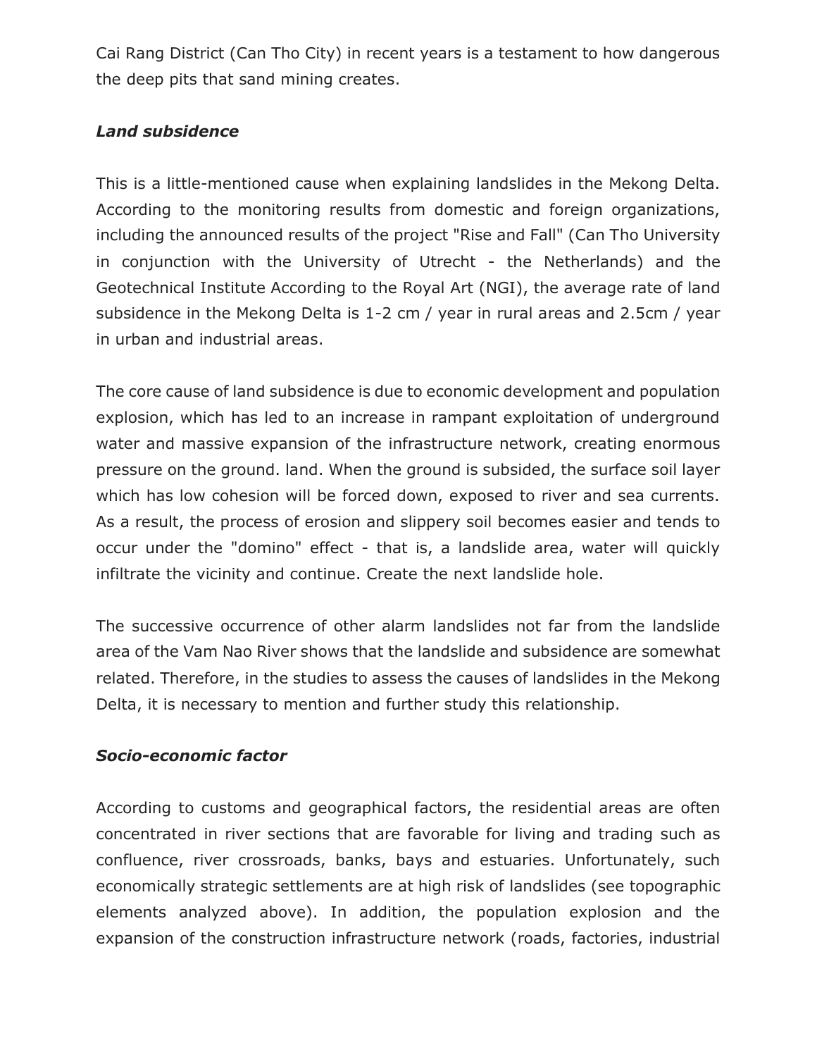Cai Rang District (Can Tho City) in recent years is a testament to how dangerous the deep pits that sand mining creates.

***Land subsidence***

This is a little-mentioned cause when explaining landslides in the Mekong Delta. According to the monitoring results from domestic and foreign organizations, including the announced results of the project "Rise and Fall" (Can Tho University in conjunction with the University of Utrecht - the Netherlands) and the Geotechnical Institute According to the Royal Art (NGI), the average rate of land subsidence in the Mekong Delta is 1-2 cm / year in rural areas and 2.5cm / year in urban and industrial areas.

The core cause of land subsidence is due to economic development and population explosion, which has led to an increase in rampant exploitation of underground water and massive expansion of the infrastructure network, creating enormous pressure on the ground. land. When the ground is subsided, the surface soil layer which has low cohesion will be forced down, exposed to river and sea currents. As a result, the process of erosion and slippery soil becomes easier and tends to occur under the "domino" effect - that is, a landslide area, water will quickly infiltrate the vicinity and continue. Create the next landslide hole.

The successive occurrence of other alarm landslides not far from the landslide area of the Vam Nao River shows that the landslide and subsidence are somewhat related. Therefore, in the studies to assess the causes of landslides in the Mekong Delta, it is necessary to mention and further study this relationship.

***Socio-economic factor***

According to customs and geographical factors, the residential areas are often concentrated in river sections that are favorable for living and trading such as confluence, river crossroads, banks, bays and estuaries. Unfortunately, such economically strategic settlements are at high risk of landslides (see topographic elements analyzed above). In addition, the population explosion and the expansion of the construction infrastructure network (roads, factories, industrial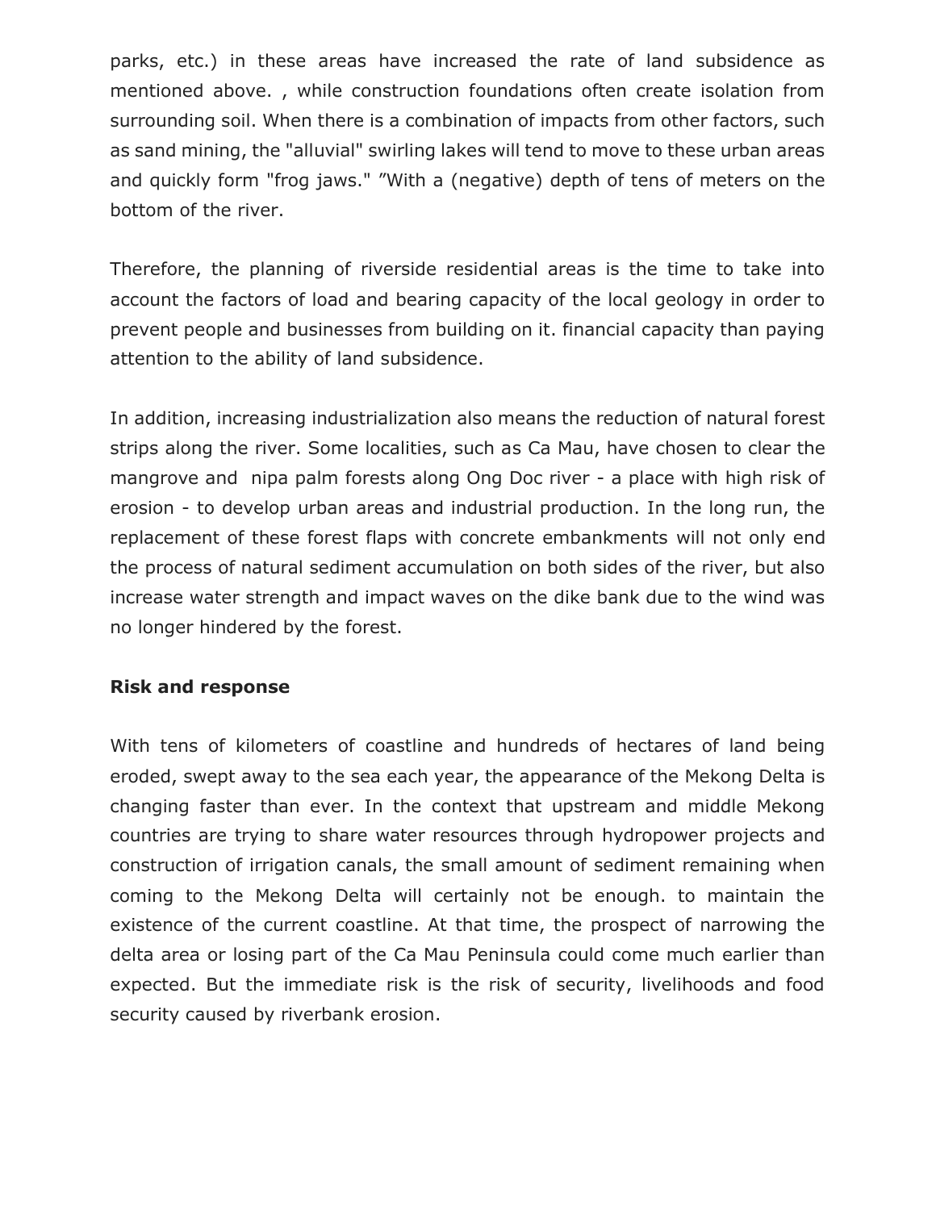parks, etc.) in these areas have increased the rate of land subsidence as mentioned above. , while construction foundations often create isolation from surrounding soil. When there is a combination of impacts from other factors, such as sand mining, the "alluvial" swirling lakes will tend to move to these urban areas and quickly form "frog jaws." ”With a (negative) depth of tens of meters on the bottom of the river.

Therefore, the planning of riverside residential areas is the time to take into account the factors of load and bearing capacity of the local geology in order to prevent people and businesses from building on it. financial capacity than paying attention to the ability of land subsidence.

In addition, increasing industrialization also means the reduction of natural forest strips along the river. Some localities, such as Ca Mau, have chosen to clear the mangrove and  nipa palm forests along Ong Doc river - a place with high risk of erosion - to develop urban areas and industrial production. In the long run, the replacement of these forest flaps with concrete embankments will not only end the process of natural sediment accumulation on both sides of the river, but also increase water strength and impact waves on the dike bank due to the wind was no longer hindered by the forest.

**Risk and response**

With tens of kilometers of coastline and hundreds of hectares of land being eroded, swept away to the sea each year, the appearance of the Mekong Delta is changing faster than ever. In the context that upstream and middle Mekong countries are trying to share water resources through hydropower projects and construction of irrigation canals, the small amount of sediment remaining when coming to the Mekong Delta will certainly not be enough. to maintain the existence of the current coastline. At that time, the prospect of narrowing the delta area or losing part of the Ca Mau Peninsula could come much earlier than expected. But the immediate risk is the risk of security, livelihoods and food security caused by riverbank erosion.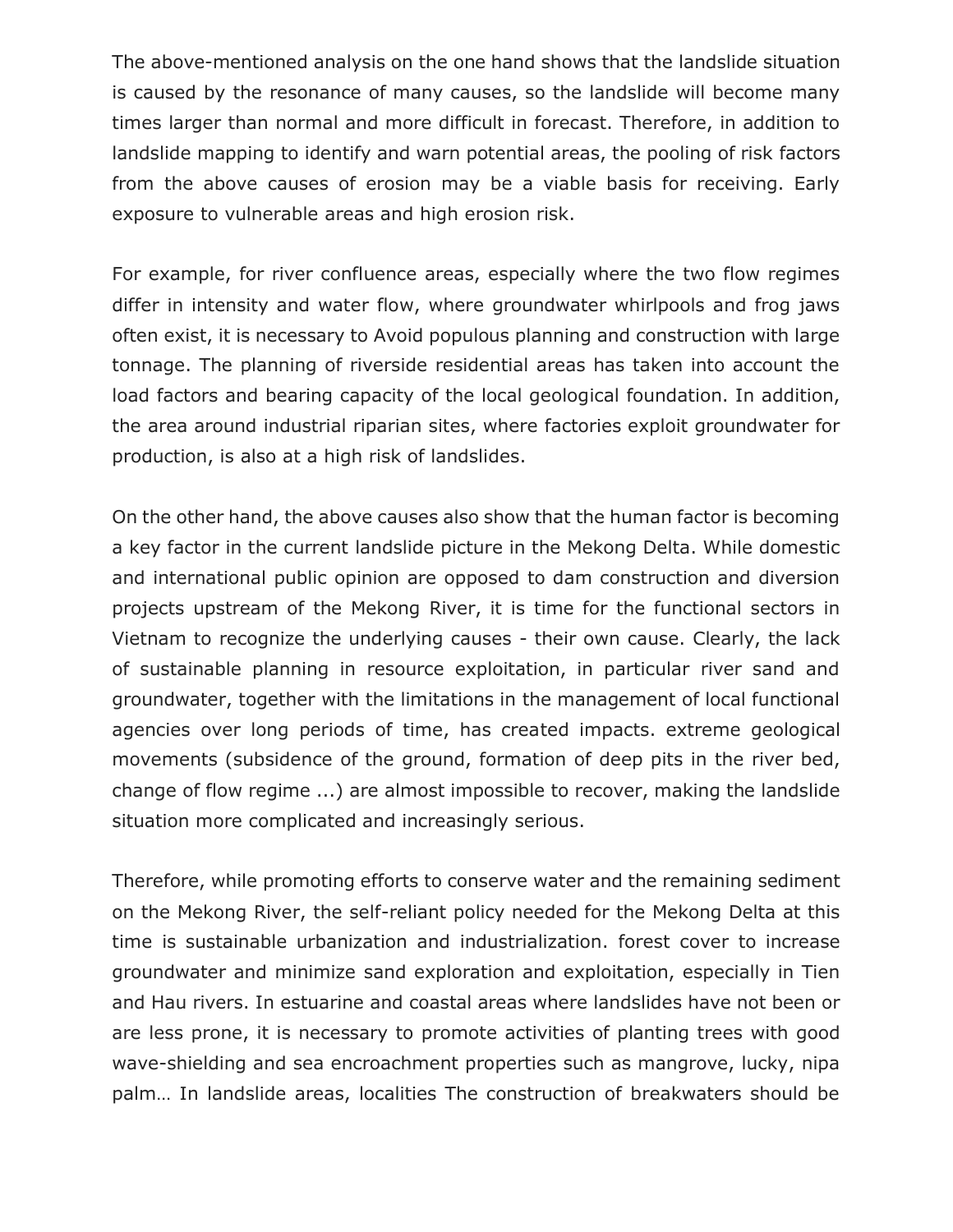The above-mentioned analysis on the one hand shows that the landslide situation is caused by the resonance of many causes, so the landslide will become many times larger than normal and more difficult in forecast. Therefore, in addition to landslide mapping to identify and warn potential areas, the pooling of risk factors from the above causes of erosion may be a viable basis for receiving. Early exposure to vulnerable areas and high erosion risk.

For example, for river confluence areas, especially where the two flow regimes differ in intensity and water flow, where groundwater whirlpools and frog jaws often exist, it is necessary to Avoid populous planning and construction with large tonnage. The planning of riverside residential areas has taken into account the load factors and bearing capacity of the local geological foundation. In addition, the area around industrial riparian sites, where factories exploit groundwater for production, is also at a high risk of landslides.

On the other hand, the above causes also show that the human factor is becoming a key factor in the current landslide picture in the Mekong Delta. While domestic and international public opinion are opposed to dam construction and diversion projects upstream of the Mekong River, it is time for the functional sectors in Vietnam to recognize the underlying causes - their own cause. Clearly, the lack of sustainable planning in resource exploitation, in particular river sand and groundwater, together with the limitations in the management of local functional agencies over long periods of time, has created impacts. extreme geological movements (subsidence of the ground, formation of deep pits in the river bed, change of flow regime ...) are almost impossible to recover, making the landslide situation more complicated and increasingly serious.

Therefore, while promoting efforts to conserve water and the remaining sediment on the Mekong River, the self-reliant policy needed for the Mekong Delta at this time is sustainable urbanization and industrialization. forest cover to increase groundwater and minimize sand exploration and exploitation, especially in Tien and Hau rivers. In estuarine and coastal areas where landslides have not been or are less prone, it is necessary to promote activities of planting trees with good wave-shielding and sea encroachment properties such as mangrove, lucky, nipa palm… In landslide areas, localities The construction of breakwaters should be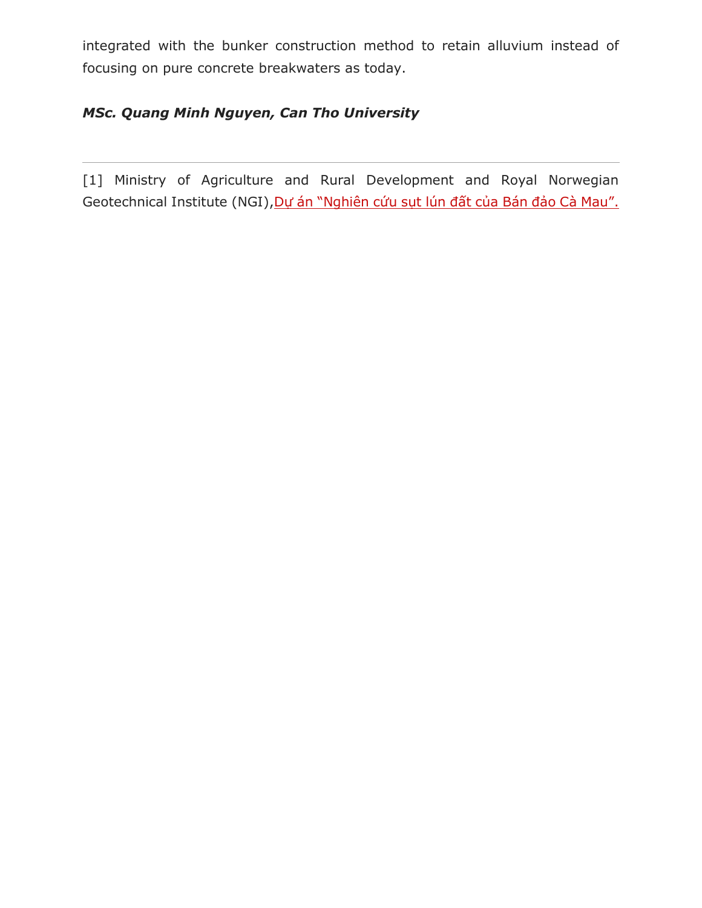integrated with the bunker construction method to retain alluvium instead of focusing on pure concrete breakwaters as today.

***MSc. Quang Minh Nguyen, Can Tho University***

---

[1] Ministry of Agriculture and Rural Development and Royal Norwegian Geotechnical Institute (NGI), Dự án "Nghiên cứu sụt lún đất của Bán đảo Cà Mau".